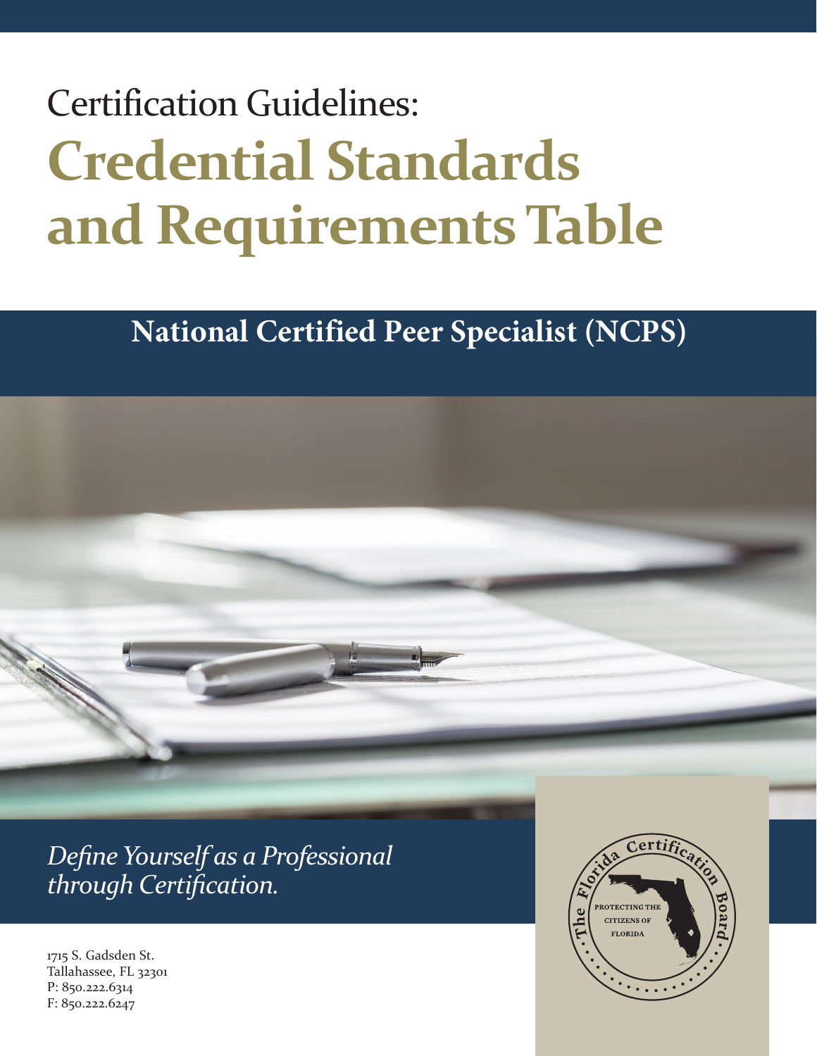Certification Guidelines:

# Credential Standards and Requirements Table

## National Certified Peer Specialist (NCPS)

*Define Yourself as a Professional through Certification.*

1715 S. Gadsden St.
Tallahassee, FL 32301
P: 850.222.6314
F: 850.222.6247

The Florida Certification Board
PROTECTING THE CITIZENS OF FLORIDA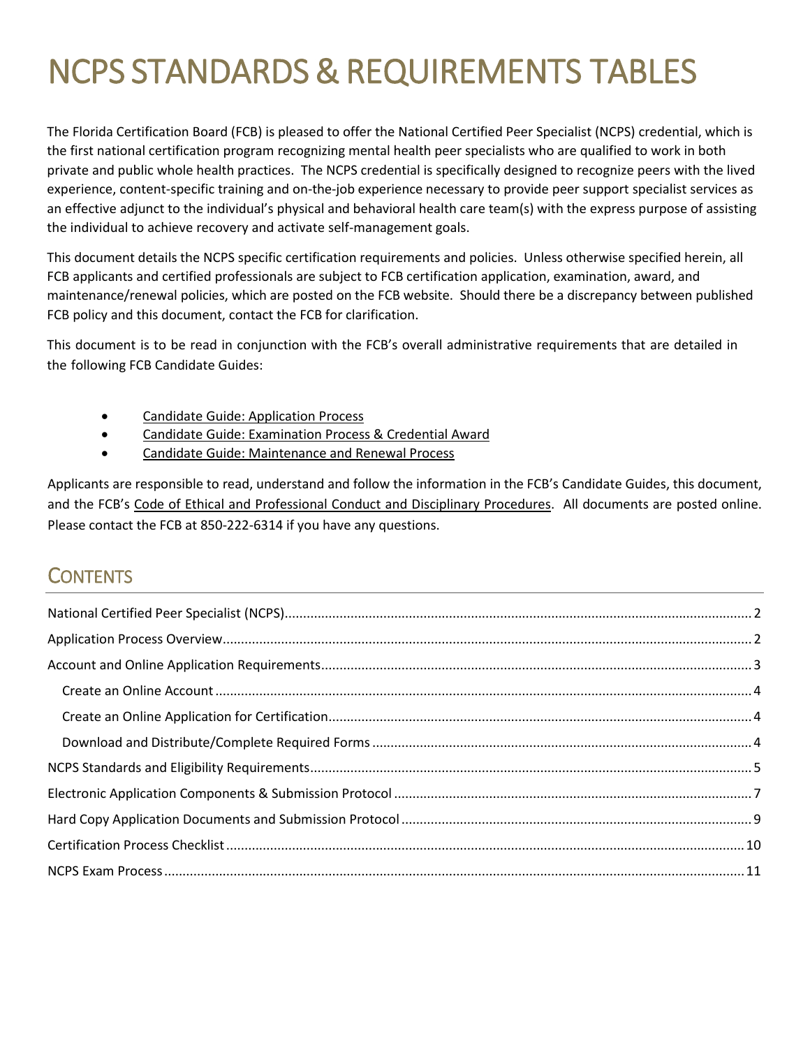# NCPS STANDARDS & REQUIREMENTS TABLES

The Florida Certification Board (FCB) is pleased to offer the National Certified Peer Specialist (NCPS) credential, which is the first national certification program recognizing mental health peer specialists who are qualified to work in both private and public whole health practices. The NCPS credential is specifically designed to recognize peers with the lived experience, content-specific training and on-the-job experience necessary to provide peer support specialist services as an effective adjunct to the individual's physical and behavioral health care team(s) with the express purpose of assisting the individual to achieve recovery and activate self-management goals.

This document details the NCPS specific certification requirements and policies. Unless otherwise specified herein, all FCB applicants and certified professionals are subject to FCB certification application, examination, award, and maintenance/renewal policies, which are posted on the FCB website. Should there be a discrepancy between published FCB policy and this document, contact the FCB for clarification.

This document is to be read in conjunction with the FCB's overall administrative requirements that are detailed in the following FCB Candidate Guides:

- Candidate Guide: Application Process
- Candidate Guide: Examination Process & Credential Award
- Candidate Guide: Maintenance and Renewal Process

Applicants are responsible to read, understand and follow the information in the FCB's Candidate Guides, this document, and the FCB's Code of Ethical and Professional Conduct and Disciplinary Procedures. All documents are posted online. Please contact the FCB at 850-222-6314 if you have any questions.

## CONTENTS

- National Certified Peer Specialist (NCPS) ... 2
- Application Process Overview ... 2
- Account and Online Application Requirements ... 3
  - Create an Online Account ... 4
  - Create an Online Application for Certification ... 4
  - Download and Distribute/Complete Required Forms ... 4
- NCPS Standards and Eligibility Requirements ... 5
- Electronic Application Components & Submission Protocol ... 7
- Hard Copy Application Documents and Submission Protocol ... 9
- Certification Process Checklist ... 10
- NCPS Exam Process ... 11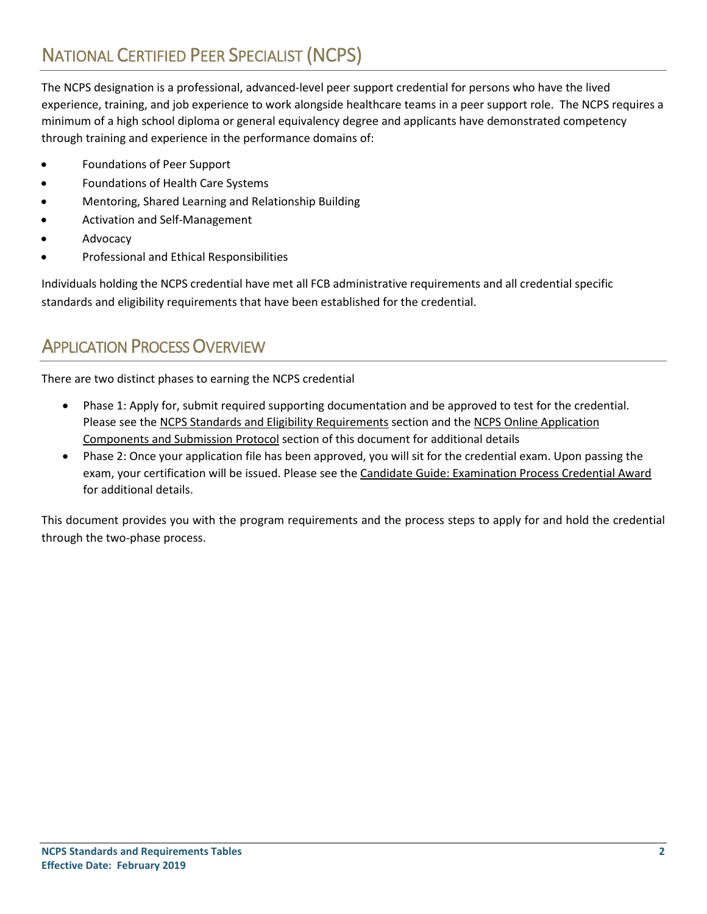## National Certified Peer Specialist (NCPS)

The NCPS designation is a professional, advanced-level peer support credential for persons who have the lived experience, training, and job experience to work alongside healthcare teams in a peer support role. The NCPS requires a minimum of a high school diploma or general equivalency degree and applicants have demonstrated competency through training and experience in the performance domains of:

- Foundations of Peer Support
- Foundations of Health Care Systems
- Mentoring, Shared Learning and Relationship Building
- Activation and Self-Management
- Advocacy
- Professional and Ethical Responsibilities

Individuals holding the NCPS credential have met all FCB administrative requirements and all credential specific standards and eligibility requirements that have been established for the credential.

## Application Process Overview

There are two distinct phases to earning the NCPS credential

- Phase 1: Apply for, submit required supporting documentation and be approved to test for the credential. Please see the NCPS Standards and Eligibility Requirements section and the NCPS Online Application Components and Submission Protocol section of this document for additional details
- Phase 2: Once your application file has been approved, you will sit for the credential exam. Upon passing the exam, your certification will be issued. Please see the Candidate Guide: Examination Process Credential Award for additional details.

This document provides you with the program requirements and the process steps to apply for and hold the credential through the two-phase process.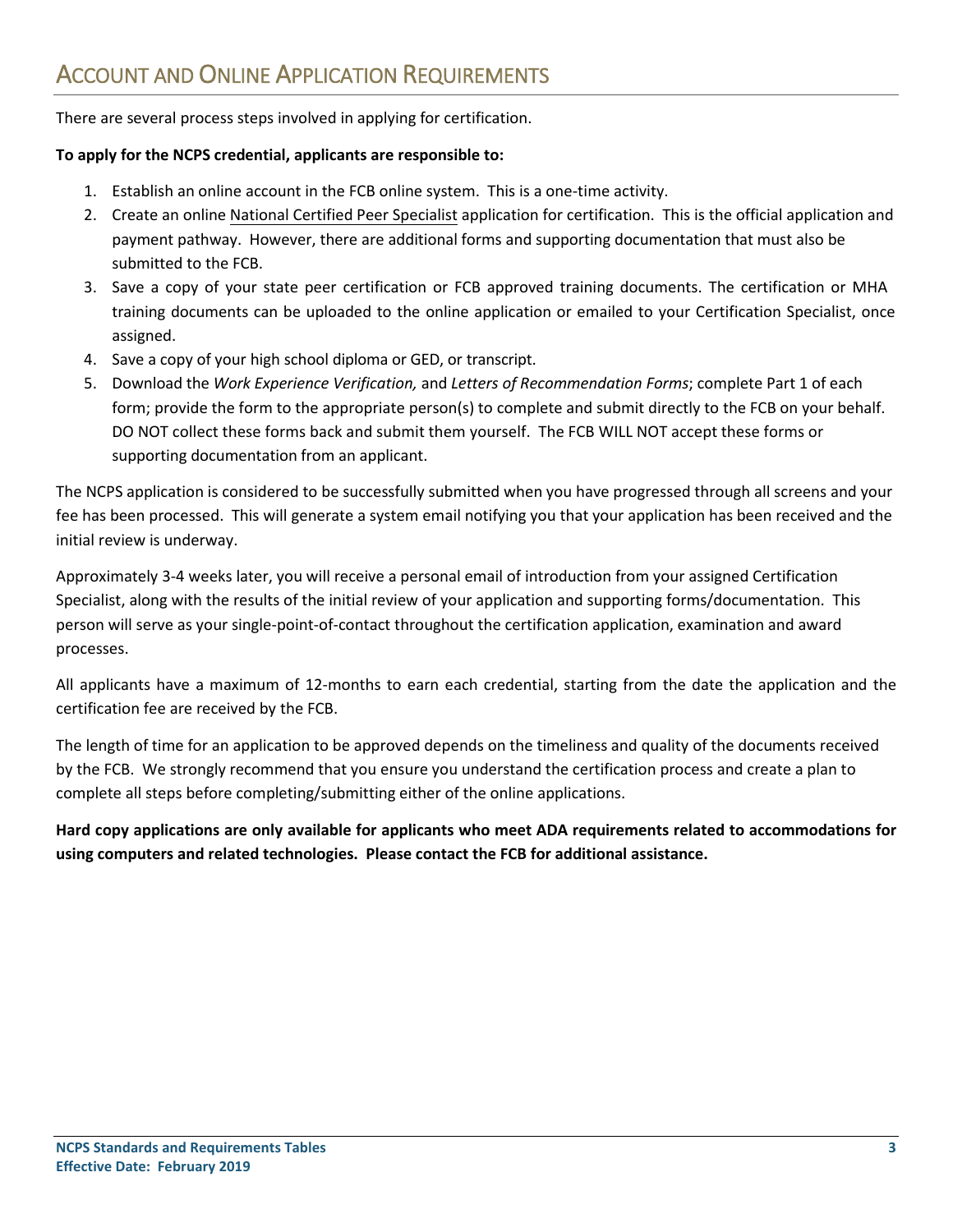## Account and Online Application Requirements

There are several process steps involved in applying for certification.

**To apply for the NCPS credential, applicants are responsible to:**

1. Establish an online account in the FCB online system. This is a one-time activity.
2. Create an online National Certified Peer Specialist application for certification. This is the official application and payment pathway. However, there are additional forms and supporting documentation that must also be submitted to the FCB.
3. Save a copy of your state peer certification or FCB approved training documents. The certification or MHA training documents can be uploaded to the online application or emailed to your Certification Specialist, once assigned.
4. Save a copy of your high school diploma or GED, or transcript.
5. Download the *Work Experience Verification,* and *Letters of Recommendation Forms*; complete Part 1 of each form; provide the form to the appropriate person(s) to complete and submit directly to the FCB on your behalf. DO NOT collect these forms back and submit them yourself. The FCB WILL NOT accept these forms or supporting documentation from an applicant.

The NCPS application is considered to be successfully submitted when you have progressed through all screens and your fee has been processed. This will generate a system email notifying you that your application has been received and the initial review is underway.

Approximately 3-4 weeks later, you will receive a personal email of introduction from your assigned Certification Specialist, along with the results of the initial review of your application and supporting forms/documentation. This person will serve as your single-point-of-contact throughout the certification application, examination and award processes.

All applicants have a maximum of 12-months to earn each credential, starting from the date the application and the certification fee are received by the FCB.

The length of time for an application to be approved depends on the timeliness and quality of the documents received by the FCB. We strongly recommend that you ensure you understand the certification process and create a plan to complete all steps before completing/submitting either of the online applications.

**Hard copy applications are only available for applicants who meet ADA requirements related to accommodations for using computers and related technologies. Please contact the FCB for additional assistance.**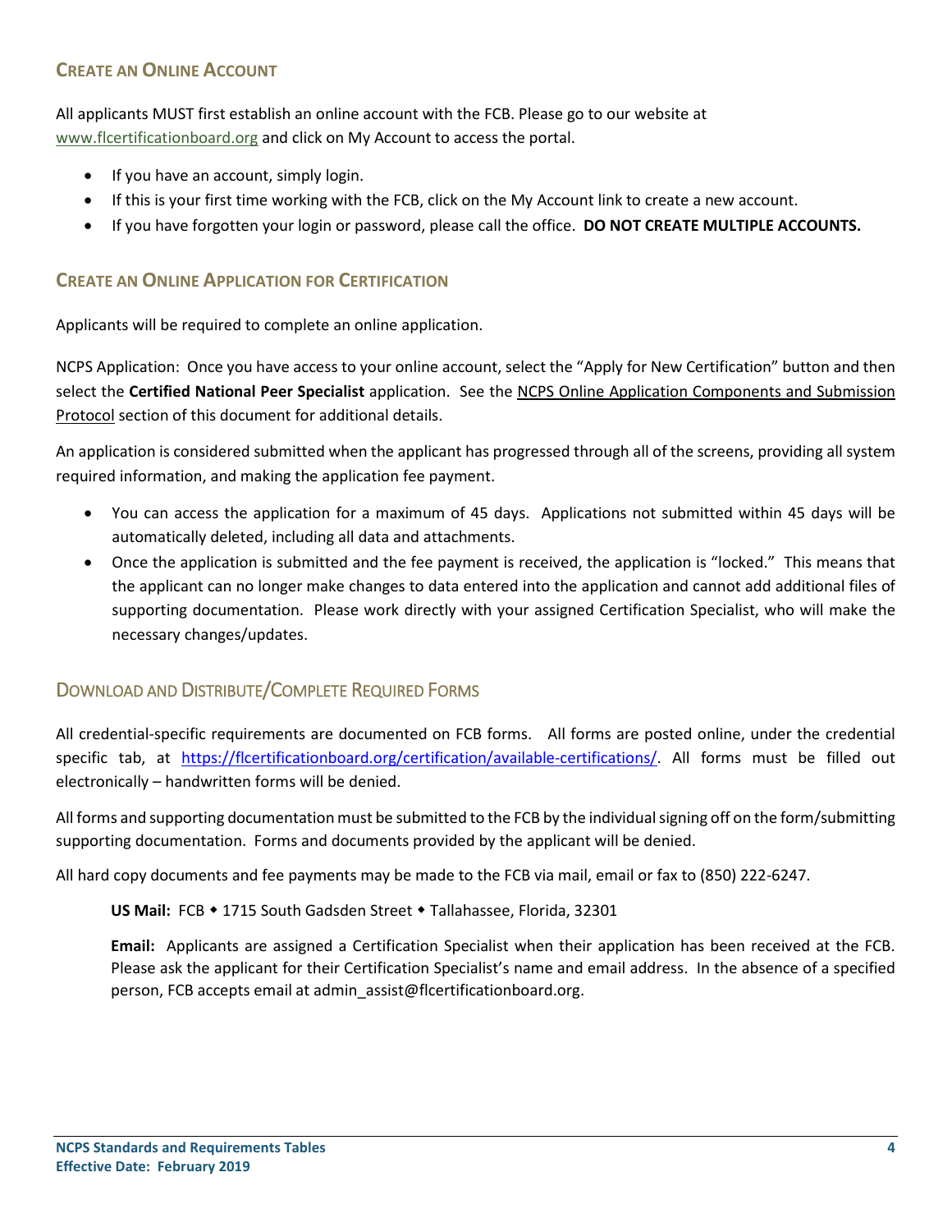## Create an Online Account

All applicants MUST first establish an online account with the FCB. Please go to our website at www.flcertificationboard.org and click on My Account to access the portal.

- If you have an account, simply login.
- If this is your first time working with the FCB, click on the My Account link to create a new account.
- If you have forgotten your login or password, please call the office. **DO NOT CREATE MULTIPLE ACCOUNTS.**

## Create an Online Application for Certification

Applicants will be required to complete an online application.

NCPS Application: Once you have access to your online account, select the "Apply for New Certification" button and then select the **Certified National Peer Specialist** application. See the NCPS Online Application Components and Submission Protocol section of this document for additional details.

An application is considered submitted when the applicant has progressed through all of the screens, providing all system required information, and making the application fee payment.

- You can access the application for a maximum of 45 days. Applications not submitted within 45 days will be automatically deleted, including all data and attachments.
- Once the application is submitted and the fee payment is received, the application is "locked." This means that the applicant can no longer make changes to data entered into the application and cannot add additional files of supporting documentation. Please work directly with your assigned Certification Specialist, who will make the necessary changes/updates.

## Download and Distribute/Complete Required Forms

All credential-specific requirements are documented on FCB forms. All forms are posted online, under the credential specific tab, at https://flcertificationboard.org/certification/available-certifications/. All forms must be filled out electronically – handwritten forms will be denied.

All forms and supporting documentation must be submitted to the FCB by the individual signing off on the form/submitting supporting documentation. Forms and documents provided by the applicant will be denied.

All hard copy documents and fee payments may be made to the FCB via mail, email or fax to (850) 222-6247.

> **US Mail:** FCB ◆ 1715 South Gadsden Street ◆ Tallahassee, Florida, 32301
>
> **Email:** Applicants are assigned a Certification Specialist when their application has been received at the FCB. Please ask the applicant for their Certification Specialist's name and email address. In the absence of a specified person, FCB accepts email at admin_assist@flcertificationboard.org.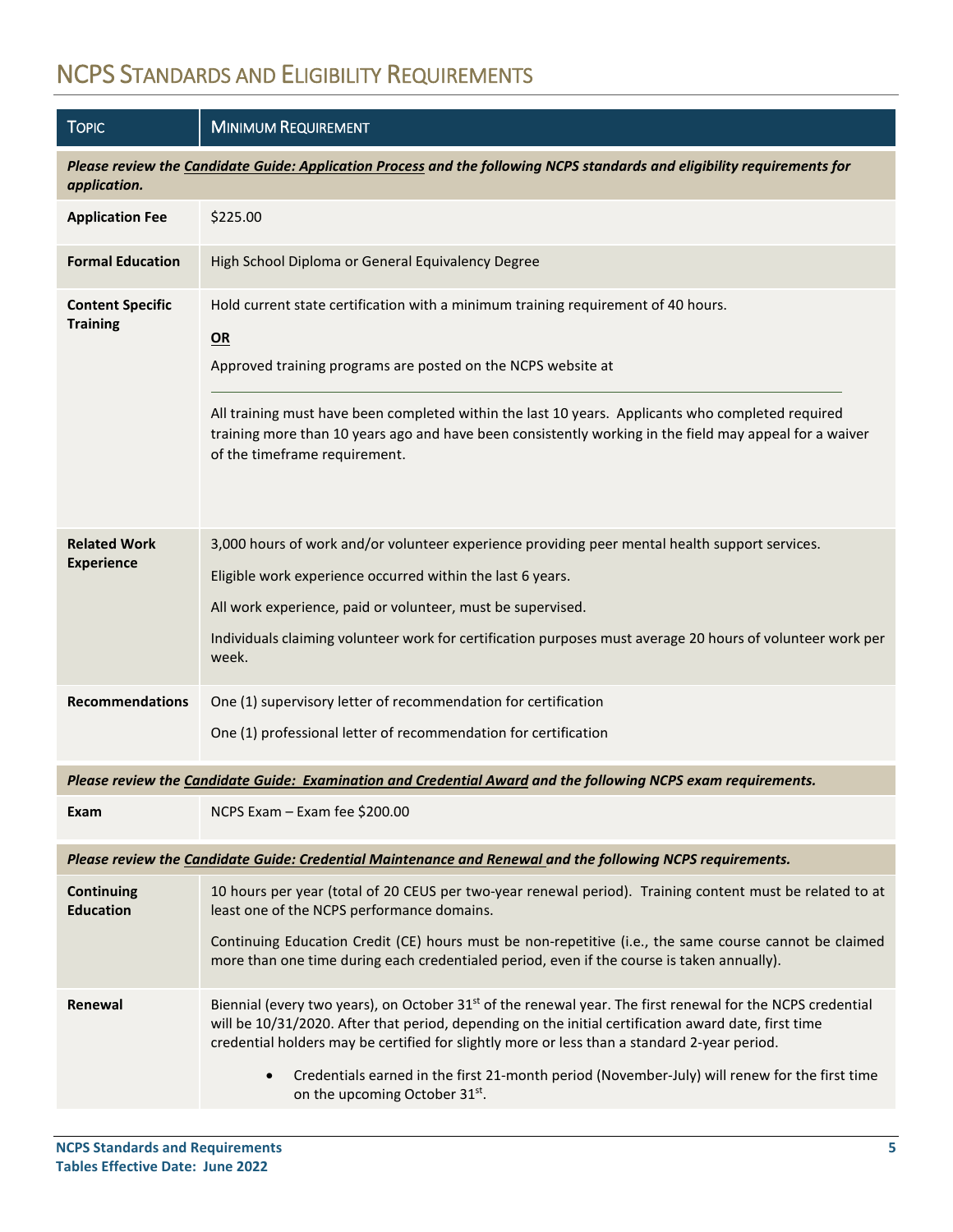# NCPS Standards and Eligibility Requirements

| Topic | Minimum Requirement |
|---|---|
| ***Please review the Candidate Guide: Application Process and the following NCPS standards and eligibility requirements for application.*** | |
| **Application Fee** | $225.00 |
| **Formal Education** | High School Diploma or General Equivalency Degree |
| **Content Specific Training** | Hold current state certification with a minimum training requirement of 40 hours.<br>**OR**<br>Approved training programs are posted on the NCPS website at<br><br>All training must have been completed within the last 10 years. Applicants who completed required training more than 10 years ago and have been consistently working in the field may appeal for a waiver of the timeframe requirement. |
| **Related Work Experience** | 3,000 hours of work and/or volunteer experience providing peer mental health support services.<br>Eligible work experience occurred within the last 6 years.<br>All work experience, paid or volunteer, must be supervised.<br>Individuals claiming volunteer work for certification purposes must average 20 hours of volunteer work per week. |
| **Recommendations** | One (1) supervisory letter of recommendation for certification<br>One (1) professional letter of recommendation for certification |
| ***Please review the Candidate Guide: Examination and Credential Award and the following NCPS exam requirements.*** | |
| **Exam** | NCPS Exam – Exam fee $200.00 |
| ***Please review the Candidate Guide: Credential Maintenance and Renewal and the following NCPS requirements.*** | |
| **Continuing Education** | 10 hours per year (total of 20 CEUS per two-year renewal period). Training content must be related to at least one of the NCPS performance domains.<br>Continuing Education Credit (CE) hours must be non-repetitive (i.e., the same course cannot be claimed more than one time during each credentialed period, even if the course is taken annually). |
| **Renewal** | Biennial (every two years), on October 31st of the renewal year. The first renewal for the NCPS credential will be 10/31/2020. After that period, depending on the initial certification award date, first time credential holders may be certified for slightly more or less than a standard 2-year period.<br>• Credentials earned in the first 21-month period (November-July) will renew for the first time on the upcoming October 31st. |

**NCPS Standards and Requirements**
**Tables Effective Date: June 2022**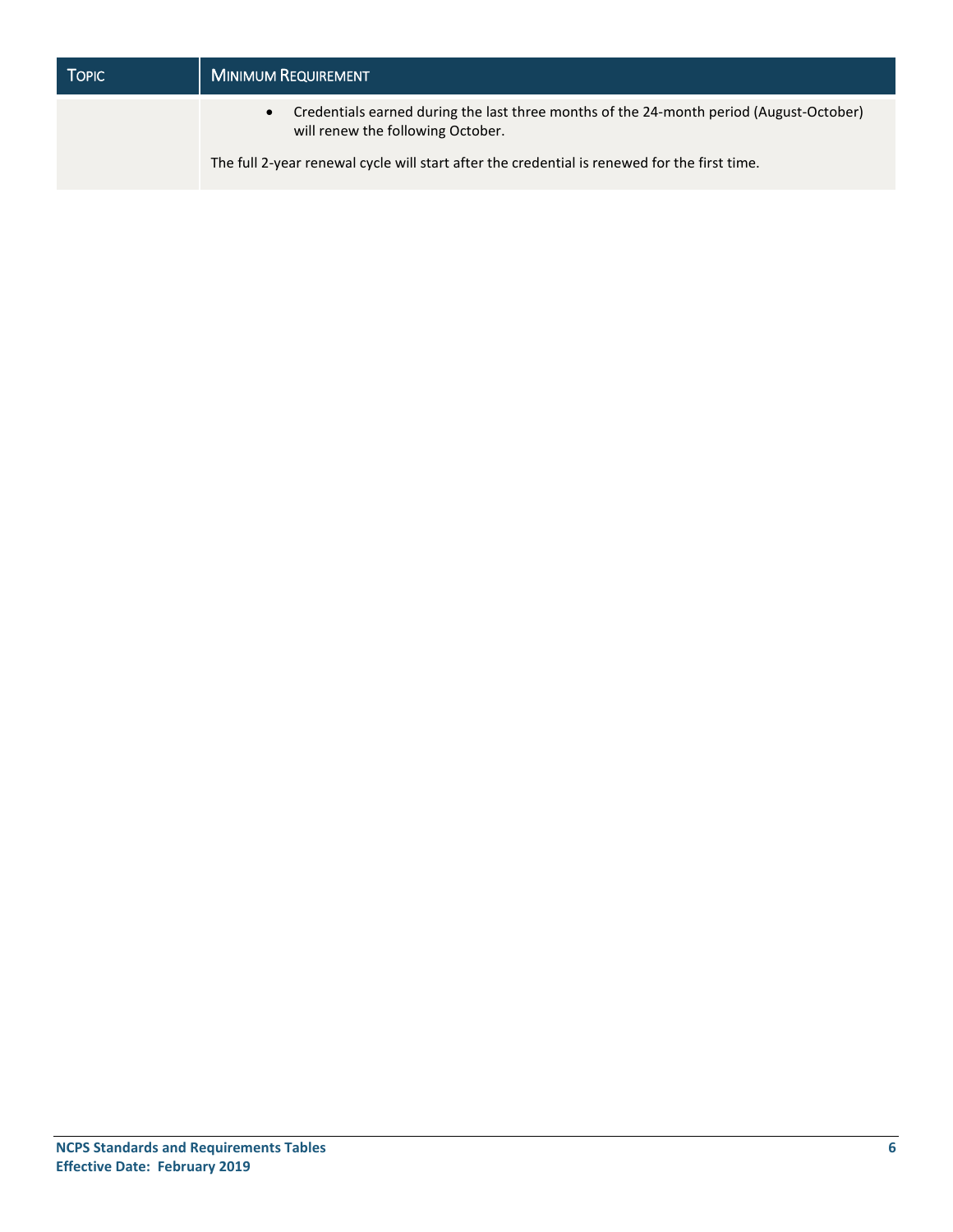| Topic | Minimum Requirement |
| --- | --- |
| | • Credentials earned during the last three months of the 24-month period (August-October) will renew the following October.<br><br>The full 2-year renewal cycle will start after the credential is renewed for the first time. |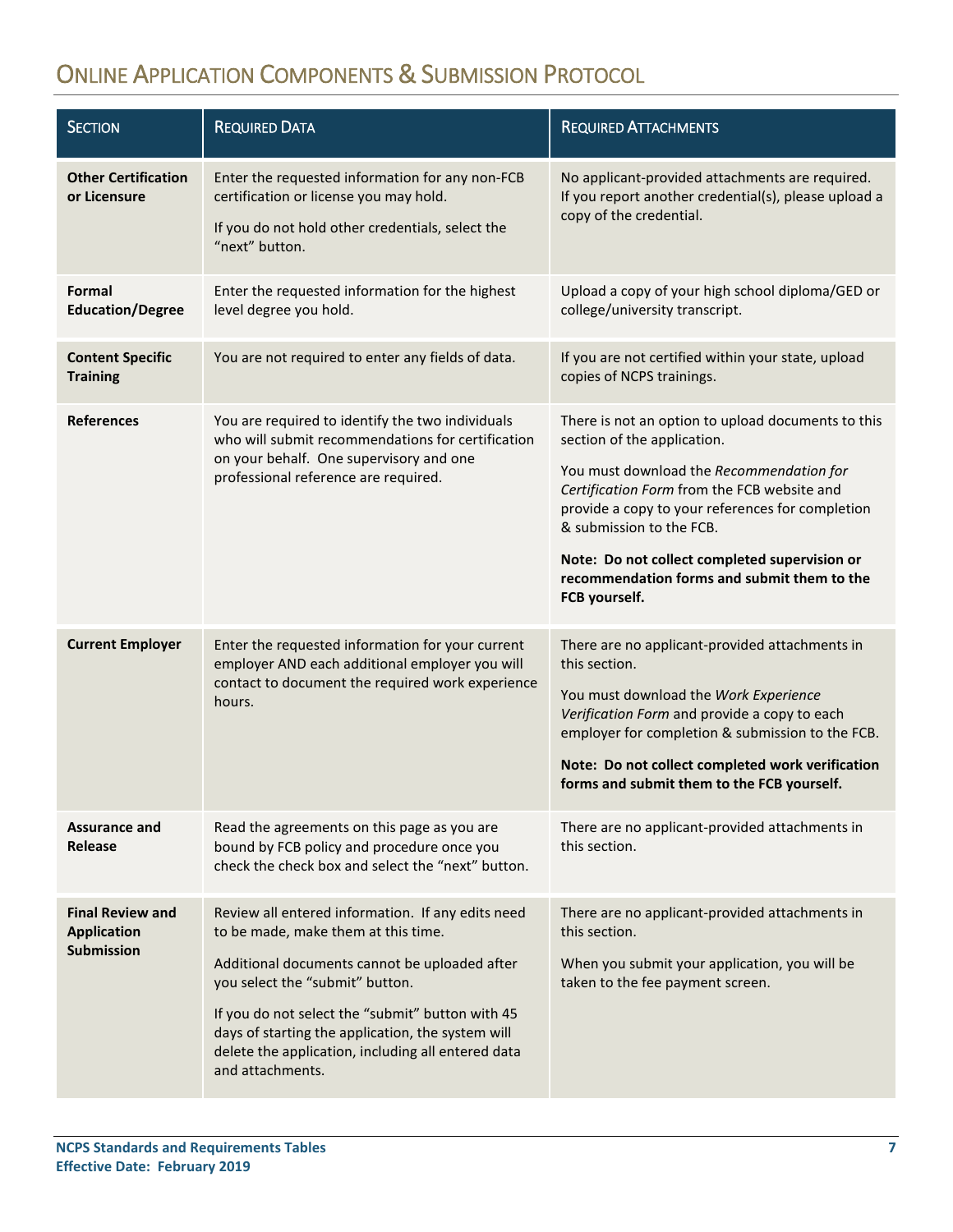## Online Application Components & Submission Protocol

| Section | Required Data | Required Attachments |
| --- | --- | --- |
| **Other Certification or Licensure** | Enter the requested information for any non-FCB certification or license you may hold.<br><br>If you do not hold other credentials, select the "next" button. | No applicant-provided attachments are required. If you report another credential(s), please upload a copy of the credential. |
| **Formal Education/Degree** | Enter the requested information for the highest level degree you hold. | Upload a copy of your high school diploma/GED or college/university transcript. |
| **Content Specific Training** | You are not required to enter any fields of data. | If you are not certified within your state, upload copies of NCPS trainings. |
| **References** | You are required to identify the two individuals who will submit recommendations for certification on your behalf. One supervisory and one professional reference are required. | There is not an option to upload documents to this section of the application.<br><br>You must download the *Recommendation for Certification Form* from the FCB website and provide a copy to your references for completion & submission to the FCB.<br><br>**Note: Do not collect completed supervision or recommendation forms and submit them to the FCB yourself.** |
| **Current Employer** | Enter the requested information for your current employer AND each additional employer you will contact to document the required work experience hours. | There are no applicant-provided attachments in this section.<br><br>You must download the *Work Experience Verification Form* and provide a copy to each employer for completion & submission to the FCB.<br><br>**Note: Do not collect completed work verification forms and submit them to the FCB yourself.** |
| **Assurance and Release** | Read the agreements on this page as you are bound by FCB policy and procedure once you check the check box and select the "next" button. | There are no applicant-provided attachments in this section. |
| **Final Review and Application Submission** | Review all entered information. If any edits need to be made, make them at this time.<br><br>Additional documents cannot be uploaded after you select the "submit" button.<br><br>If you do not select the "submit" button with 45 days of starting the application, the system will delete the application, including all entered data and attachments. | There are no applicant-provided attachments in this section.<br><br>When you submit your application, you will be taken to the fee payment screen. |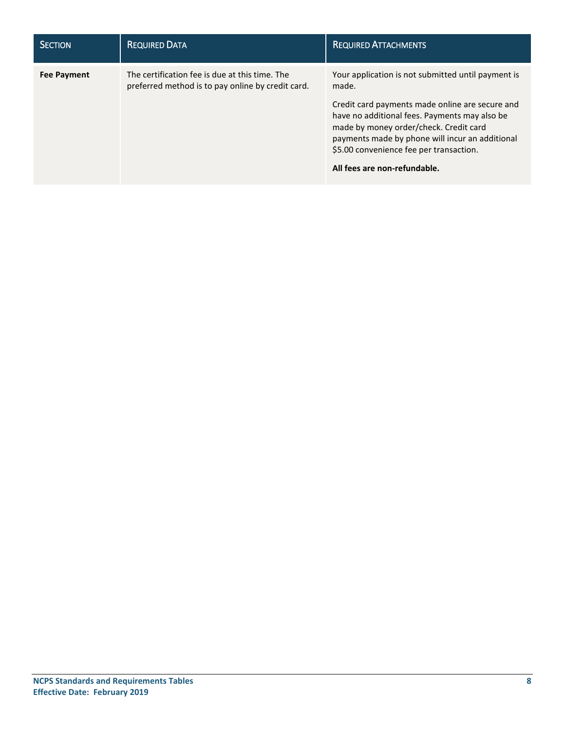| SECTION | REQUIRED DATA | REQUIRED ATTACHMENTS |
| --- | --- | --- |
| **Fee Payment** | The certification fee is due at this time. The preferred method is to pay online by credit card. | Your application is not submitted until payment is made.<br><br>Credit card payments made online are secure and have no additional fees. Payments may also be made by money order/check. Credit card payments made by phone will incur an additional \$5.00 convenience fee per transaction.<br><br>**All fees are non-refundable.** |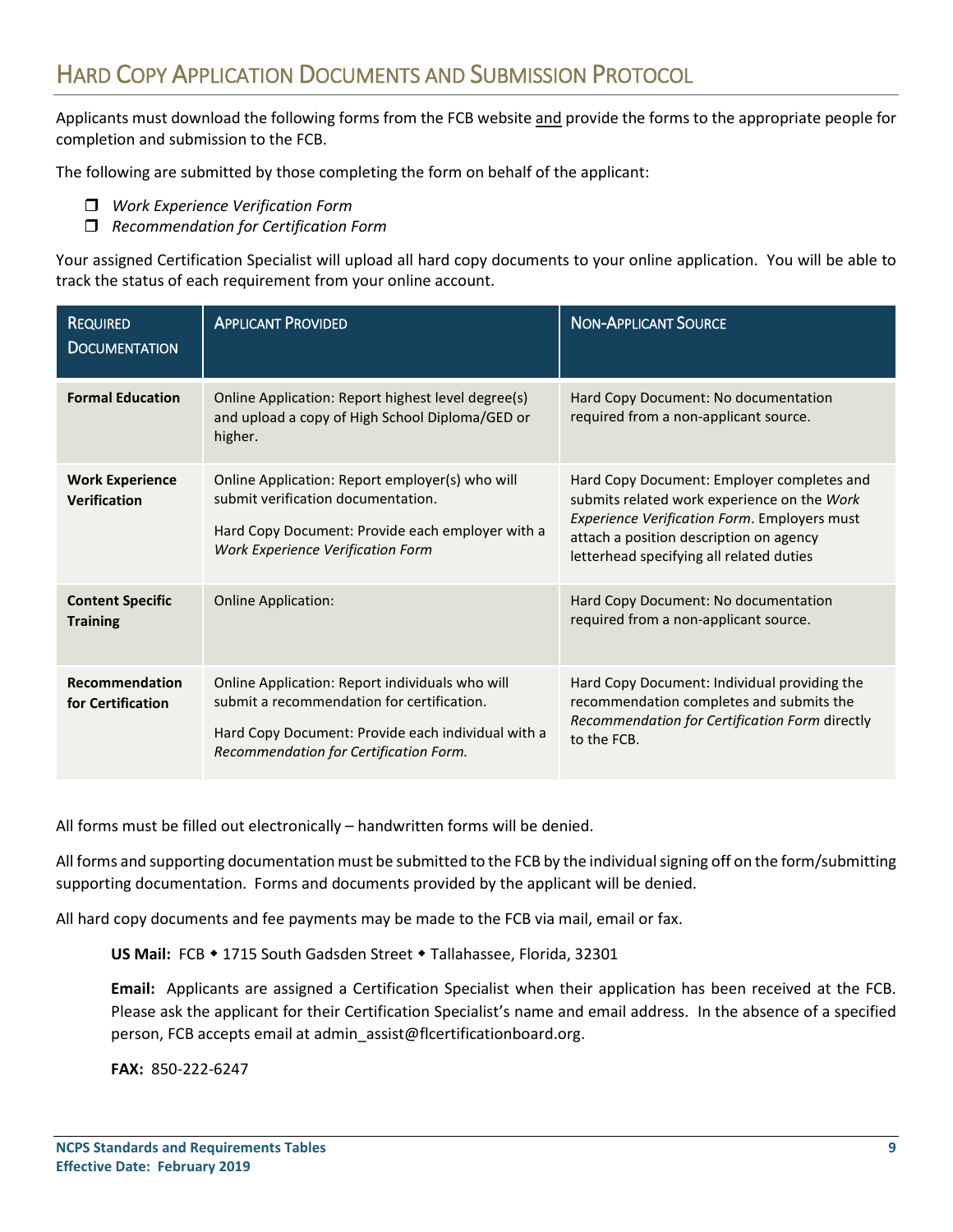## Hard Copy Application Documents and Submission Protocol

Applicants must download the following forms from the FCB website and provide the forms to the appropriate people for completion and submission to the FCB.

The following are submitted by those completing the form on behalf of the applicant:

- ❒ *Work Experience Verification Form*
- ❒ *Recommendation for Certification Form*

Your assigned Certification Specialist will upload all hard copy documents to your online application. You will be able to track the status of each requirement from your online account.

| Required Documentation | Applicant Provided | Non-Applicant Source |
|---|---|---|
| **Formal Education** | Online Application: Report highest level degree(s) and upload a copy of High School Diploma/GED or higher. | Hard Copy Document: No documentation required from a non-applicant source. |
| **Work Experience Verification** | Online Application: Report employer(s) who will submit verification documentation.<br><br>Hard Copy Document: Provide each employer with a *Work Experience Verification Form* | Hard Copy Document: Employer completes and submits related work experience on the *Work Experience Verification Form*. Employers must attach a position description on agency letterhead specifying all related duties |
| **Content Specific Training** | Online Application: | Hard Copy Document: No documentation required from a non-applicant source. |
| **Recommendation for Certification** | Online Application: Report individuals who will submit a recommendation for certification.<br><br>Hard Copy Document: Provide each individual with a *Recommendation for Certification Form.* | Hard Copy Document: Individual providing the recommendation completes and submits the *Recommendation for Certification Form* directly to the FCB. |

All forms must be filled out electronically – handwritten forms will be denied.

All forms and supporting documentation must be submitted to the FCB by the individual signing off on the form/submitting supporting documentation. Forms and documents provided by the applicant will be denied.

All hard copy documents and fee payments may be made to the FCB via mail, email or fax.

**US Mail:** FCB ◆ 1715 South Gadsden Street ◆ Tallahassee, Florida, 32301

**Email:** Applicants are assigned a Certification Specialist when their application has been received at the FCB. Please ask the applicant for their Certification Specialist's name and email address. In the absence of a specified person, FCB accepts email at admin_assist@flcertificationboard.org.

**FAX:** 850-222-6247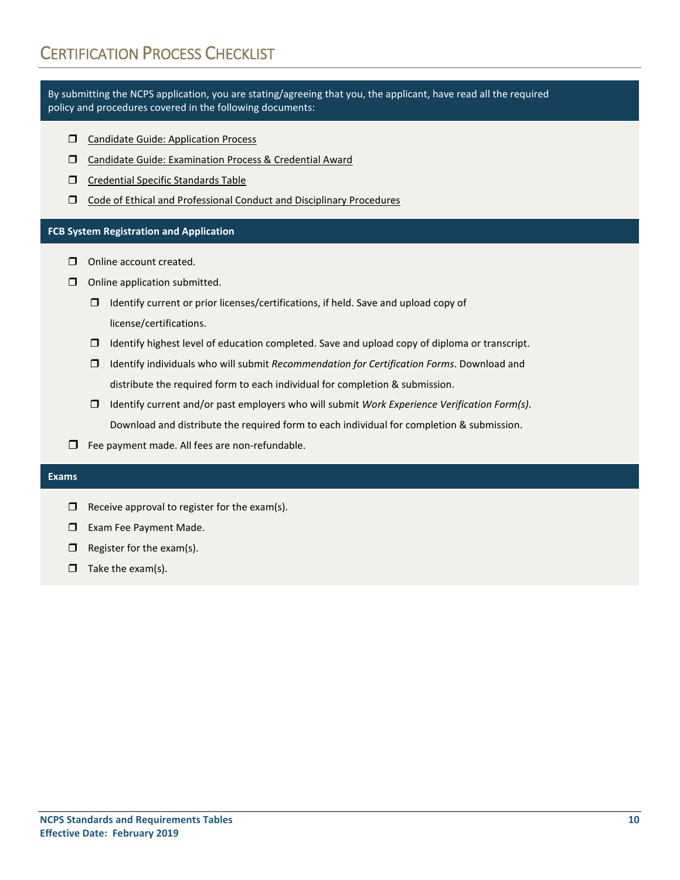# Certification Process Checklist

By submitting the NCPS application, you are stating/agreeing that you, the applicant, have read all the required policy and procedures covered in the following documents:

- ❒ Candidate Guide: Application Process
- ❒ Candidate Guide: Examination Process & Credential Award
- ❒ Credential Specific Standards Table
- ❒ Code of Ethical and Professional Conduct and Disciplinary Procedures

**FCB System Registration and Application**

- ❒ Online account created.
- ❒ Online application submitted.
  - ❒ Identify current or prior licenses/certifications, if held. Save and upload copy of license/certifications.
  - ❒ Identify highest level of education completed. Save and upload copy of diploma or transcript.
  - ❒ Identify individuals who will submit *Recommendation for Certification Forms*. Download and distribute the required form to each individual for completion & submission.
  - ❒ Identify current and/or past employers who will submit *Work Experience Verification Form(s)*. Download and distribute the required form to each individual for completion & submission.
- ❒ Fee payment made. All fees are non-refundable.

**Exams**

- ❒ Receive approval to register for the exam(s).
- ❒ Exam Fee Payment Made.
- ❒ Register for the exam(s).
- ❒ Take the exam(s).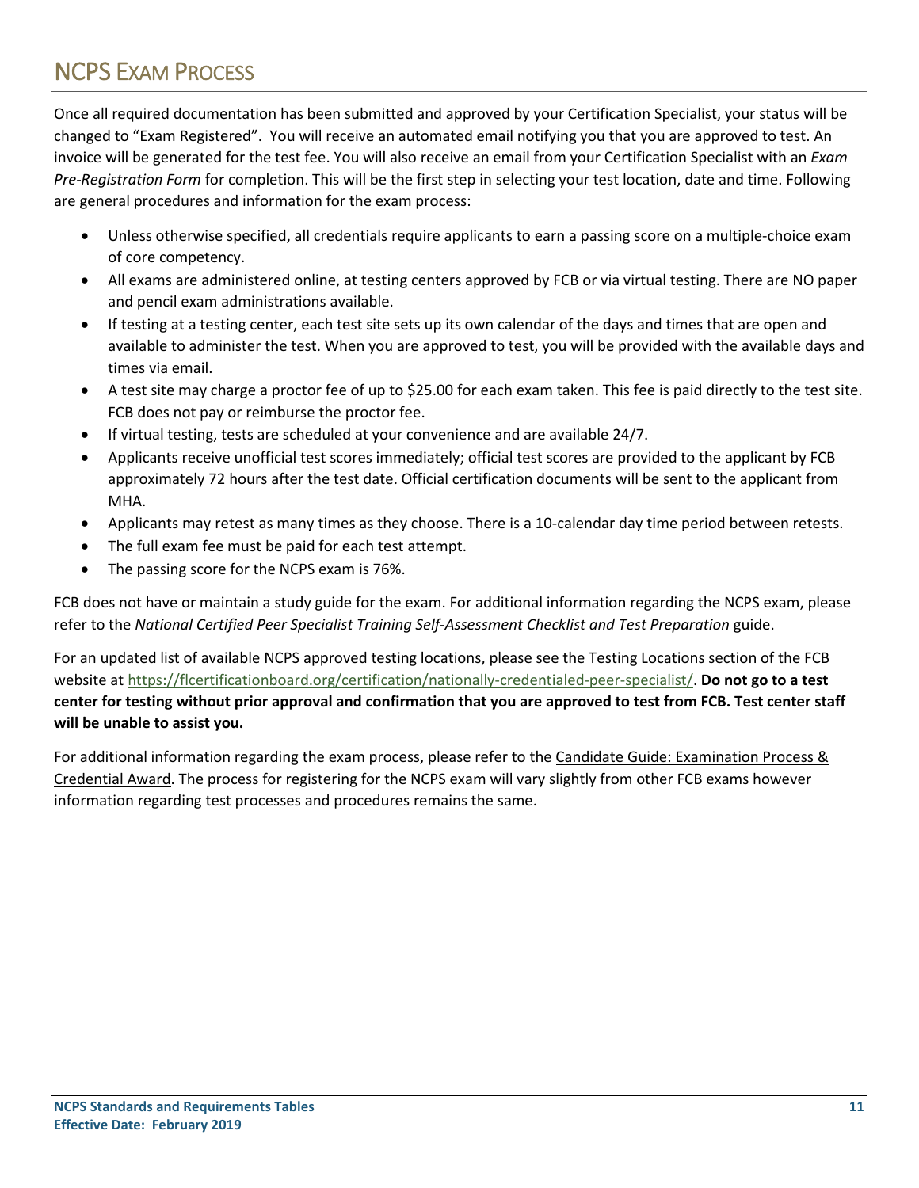# NCPS Exam Process

Once all required documentation has been submitted and approved by your Certification Specialist, your status will be changed to "Exam Registered". You will receive an automated email notifying you that you are approved to test. An invoice will be generated for the test fee. You will also receive an email from your Certification Specialist with an *Exam Pre-Registration Form* for completion. This will be the first step in selecting your test location, date and time. Following are general procedures and information for the exam process:

- Unless otherwise specified, all credentials require applicants to earn a passing score on a multiple-choice exam of core competency.
- All exams are administered online, at testing centers approved by FCB or via virtual testing. There are NO paper and pencil exam administrations available.
- If testing at a testing center, each test site sets up its own calendar of the days and times that are open and available to administer the test. When you are approved to test, you will be provided with the available days and times via email.
- A test site may charge a proctor fee of up to $25.00 for each exam taken. This fee is paid directly to the test site. FCB does not pay or reimburse the proctor fee.
- If virtual testing, tests are scheduled at your convenience and are available 24/7.
- Applicants receive unofficial test scores immediately; official test scores are provided to the applicant by FCB approximately 72 hours after the test date. Official certification documents will be sent to the applicant from MHA.
- Applicants may retest as many times as they choose. There is a 10-calendar day time period between retests.
- The full exam fee must be paid for each test attempt.
- The passing score for the NCPS exam is 76%.

FCB does not have or maintain a study guide for the exam. For additional information regarding the NCPS exam, please refer to the *National Certified Peer Specialist Training Self-Assessment Checklist and Test Preparation* guide.

For an updated list of available NCPS approved testing locations, please see the Testing Locations section of the FCB website at https://flcertificationboard.org/certification/nationally-credentialed-peer-specialist/. **Do not go to a test center for testing without prior approval and confirmation that you are approved to test from FCB. Test center staff will be unable to assist you.**

For additional information regarding the exam process, please refer to the Candidate Guide: Examination Process & Credential Award. The process for registering for the NCPS exam will vary slightly from other FCB exams however information regarding test processes and procedures remains the same.